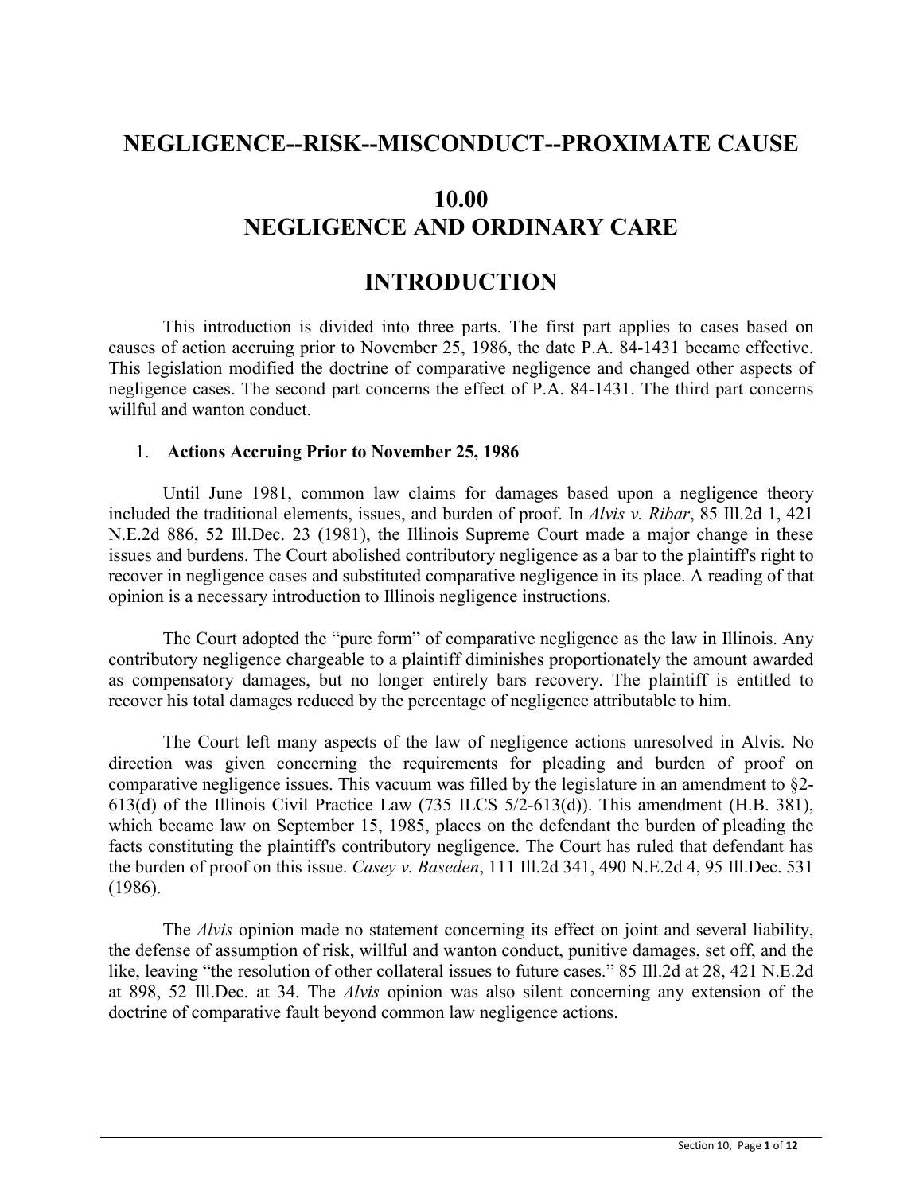# NEGLIGENCE--RISK--MISCONDUCT--PROXIMATE CAUSE

# 10.00
# NEGLIGENCE AND ORDINARY CARE

# INTRODUCTION

This introduction is divided into three parts. The first part applies to cases based on causes of action accruing prior to November 25, 1986, the date P.A. 84-1431 became effective. This legislation modified the doctrine of comparative negligence and changed other aspects of negligence cases. The second part concerns the effect of P.A. 84-1431. The third part concerns willful and wanton conduct.

1. **Actions Accruing Prior to November 25, 1986**

Until June 1981, common law claims for damages based upon a negligence theory included the traditional elements, issues, and burden of proof. In *Alvis v. Ribar*, 85 Ill.2d 1, 421 N.E.2d 886, 52 Ill.Dec. 23 (1981), the Illinois Supreme Court made a major change in these issues and burdens. The Court abolished contributory negligence as a bar to the plaintiff's right to recover in negligence cases and substituted comparative negligence in its place. A reading of that opinion is a necessary introduction to Illinois negligence instructions.

The Court adopted the "pure form" of comparative negligence as the law in Illinois. Any contributory negligence chargeable to a plaintiff diminishes proportionately the amount awarded as compensatory damages, but no longer entirely bars recovery. The plaintiff is entitled to recover his total damages reduced by the percentage of negligence attributable to him.

The Court left many aspects of the law of negligence actions unresolved in Alvis. No direction was given concerning the requirements for pleading and burden of proof on comparative negligence issues. This vacuum was filled by the legislature in an amendment to §2-613(d) of the Illinois Civil Practice Law (735 ILCS 5/2-613(d)). This amendment (H.B. 381), which became law on September 15, 1985, places on the defendant the burden of pleading the facts constituting the plaintiff's contributory negligence. The Court has ruled that defendant has the burden of proof on this issue. *Casey v. Baseden*, 111 Ill.2d 341, 490 N.E.2d 4, 95 Ill.Dec. 531 (1986).

The *Alvis* opinion made no statement concerning its effect on joint and several liability, the defense of assumption of risk, willful and wanton conduct, punitive damages, set off, and the like, leaving "the resolution of other collateral issues to future cases." 85 Ill.2d at 28, 421 N.E.2d at 898, 52 Ill.Dec. at 34. The *Alvis* opinion was also silent concerning any extension of the doctrine of comparative fault beyond common law negligence actions.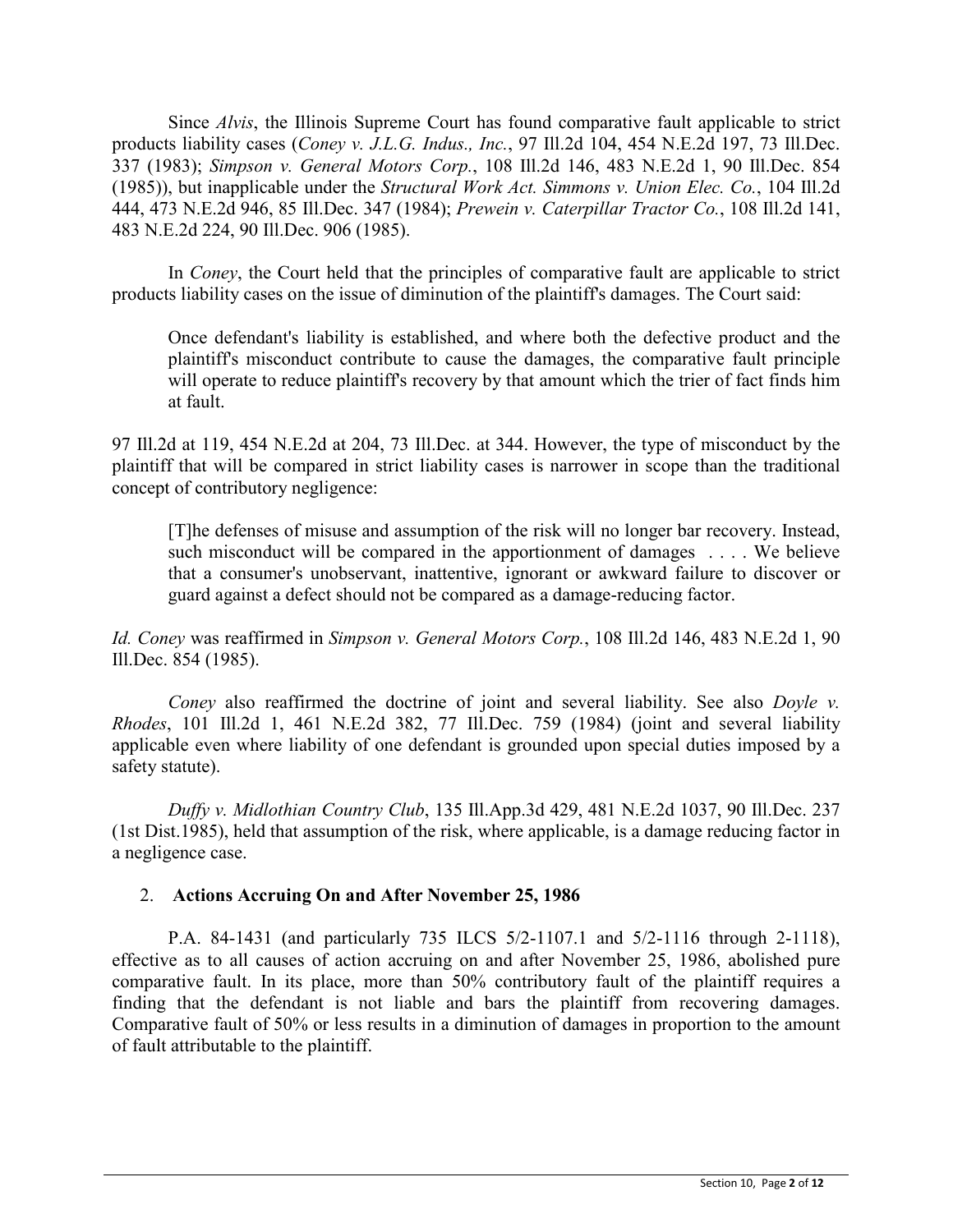Since *Alvis*, the Illinois Supreme Court has found comparative fault applicable to strict products liability cases (*Coney v. J.L.G. Indus., Inc.*, 97 Ill.2d 104, 454 N.E.2d 197, 73 Ill.Dec. 337 (1983); *Simpson v. General Motors Corp.*, 108 Ill.2d 146, 483 N.E.2d 1, 90 Ill.Dec. 854 (1985)), but inapplicable under the *Structural Work Act. Simmons v. Union Elec. Co.*, 104 Ill.2d 444, 473 N.E.2d 946, 85 Ill.Dec. 347 (1984); *Prewein v. Caterpillar Tractor Co.*, 108 Ill.2d 141, 483 N.E.2d 224, 90 Ill.Dec. 906 (1985).

In *Coney*, the Court held that the principles of comparative fault are applicable to strict products liability cases on the issue of diminution of the plaintiff's damages. The Court said:

> Once defendant's liability is established, and where both the defective product and the plaintiff's misconduct contribute to cause the damages, the comparative fault principle will operate to reduce plaintiff's recovery by that amount which the trier of fact finds him at fault.

97 Ill.2d at 119, 454 N.E.2d at 204, 73 Ill.Dec. at 344. However, the type of misconduct by the plaintiff that will be compared in strict liability cases is narrower in scope than the traditional concept of contributory negligence:

> [T]he defenses of misuse and assumption of the risk will no longer bar recovery. Instead, such misconduct will be compared in the apportionment of damages . . . . We believe that a consumer's unobservant, inattentive, ignorant or awkward failure to discover or guard against a defect should not be compared as a damage-reducing factor.

*Id. Coney* was reaffirmed in *Simpson v. General Motors Corp.*, 108 Ill.2d 146, 483 N.E.2d 1, 90 Ill.Dec. 854 (1985).

*Coney* also reaffirmed the doctrine of joint and several liability. See also *Doyle v. Rhodes*, 101 Ill.2d 1, 461 N.E.2d 382, 77 Ill.Dec. 759 (1984) (joint and several liability applicable even where liability of one defendant is grounded upon special duties imposed by a safety statute).

*Duffy v. Midlothian Country Club*, 135 Ill.App.3d 429, 481 N.E.2d 1037, 90 Ill.Dec. 237 (1st Dist.1985), held that assumption of the risk, where applicable, is a damage reducing factor in a negligence case.

## 2. **Actions Accruing On and After November 25, 1986**

P.A. 84-1431 (and particularly 735 ILCS 5/2-1107.1 and 5/2-1116 through 2-1118), effective as to all causes of action accruing on and after November 25, 1986, abolished pure comparative fault. In its place, more than 50% contributory fault of the plaintiff requires a finding that the defendant is not liable and bars the plaintiff from recovering damages. Comparative fault of 50% or less results in a diminution of damages in proportion to the amount of fault attributable to the plaintiff.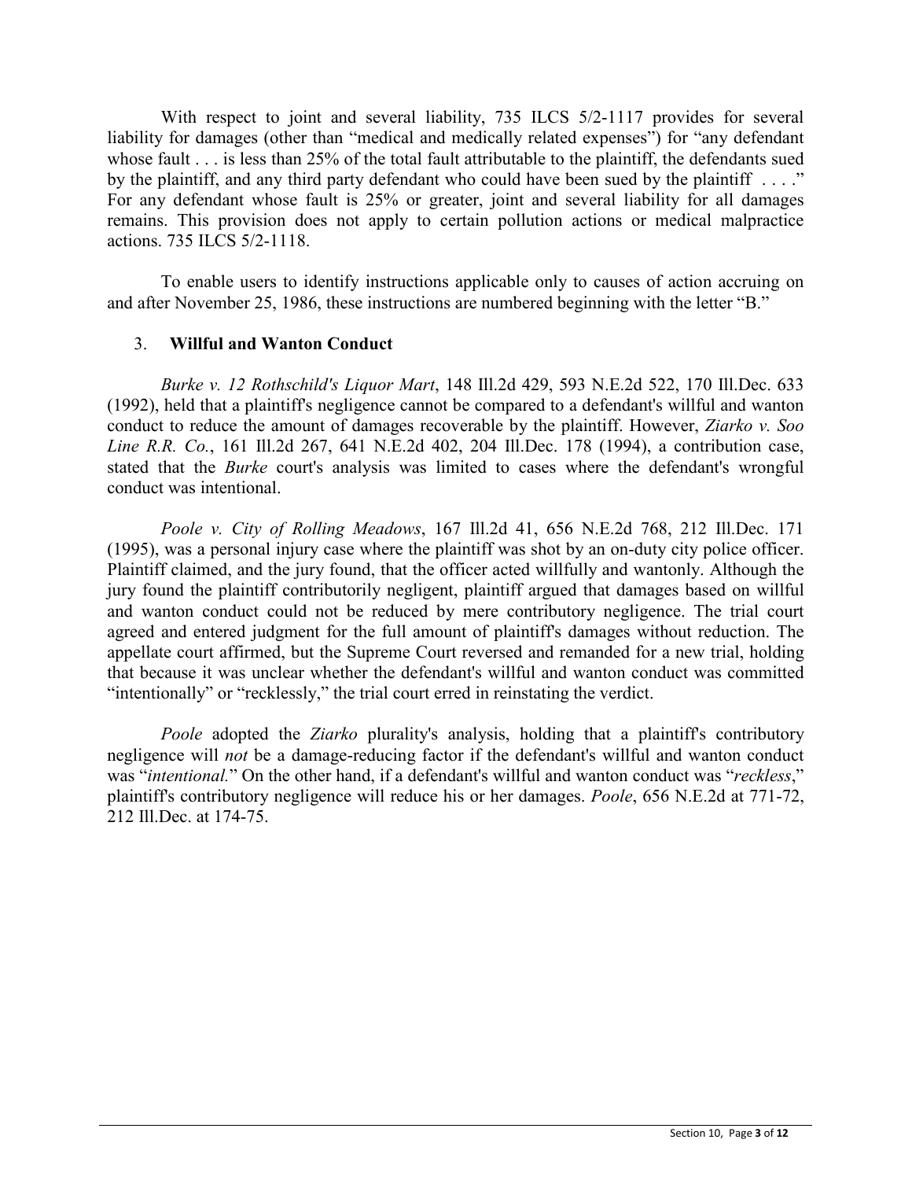With respect to joint and several liability, 735 ILCS 5/2-1117 provides for several liability for damages (other than "medical and medically related expenses") for "any defendant whose fault . . . is less than 25% of the total fault attributable to the plaintiff, the defendants sued by the plaintiff, and any third party defendant who could have been sued by the plaintiff . . . ." For any defendant whose fault is 25% or greater, joint and several liability for all damages remains. This provision does not apply to certain pollution actions or medical malpractice actions. 735 ILCS 5/2-1118.

To enable users to identify instructions applicable only to causes of action accruing on and after November 25, 1986, these instructions are numbered beginning with the letter "B."

3. **Willful and Wanton Conduct**

*Burke v. 12 Rothschild's Liquor Mart*, 148 Ill.2d 429, 593 N.E.2d 522, 170 Ill.Dec. 633 (1992), held that a plaintiff's negligence cannot be compared to a defendant's willful and wanton conduct to reduce the amount of damages recoverable by the plaintiff. However, *Ziarko v. Soo Line R.R. Co.*, 161 Ill.2d 267, 641 N.E.2d 402, 204 Ill.Dec. 178 (1994), a contribution case, stated that the *Burke* court's analysis was limited to cases where the defendant's wrongful conduct was intentional.

*Poole v. City of Rolling Meadows*, 167 Ill.2d 41, 656 N.E.2d 768, 212 Ill.Dec. 171 (1995), was a personal injury case where the plaintiff was shot by an on-duty city police officer. Plaintiff claimed, and the jury found, that the officer acted willfully and wantonly. Although the jury found the plaintiff contributorily negligent, plaintiff argued that damages based on willful and wanton conduct could not be reduced by mere contributory negligence. The trial court agreed and entered judgment for the full amount of plaintiff's damages without reduction. The appellate court affirmed, but the Supreme Court reversed and remanded for a new trial, holding that because it was unclear whether the defendant's willful and wanton conduct was committed "intentionally" or "recklessly," the trial court erred in reinstating the verdict.

*Poole* adopted the *Ziarko* plurality's analysis, holding that a plaintiff's contributory negligence will *not* be a damage-reducing factor if the defendant's willful and wanton conduct was "*intentional.*" On the other hand, if a defendant's willful and wanton conduct was "*reckless*," plaintiff's contributory negligence will reduce his or her damages. *Poole*, 656 N.E.2d at 771-72, 212 Ill.Dec. at 174-75.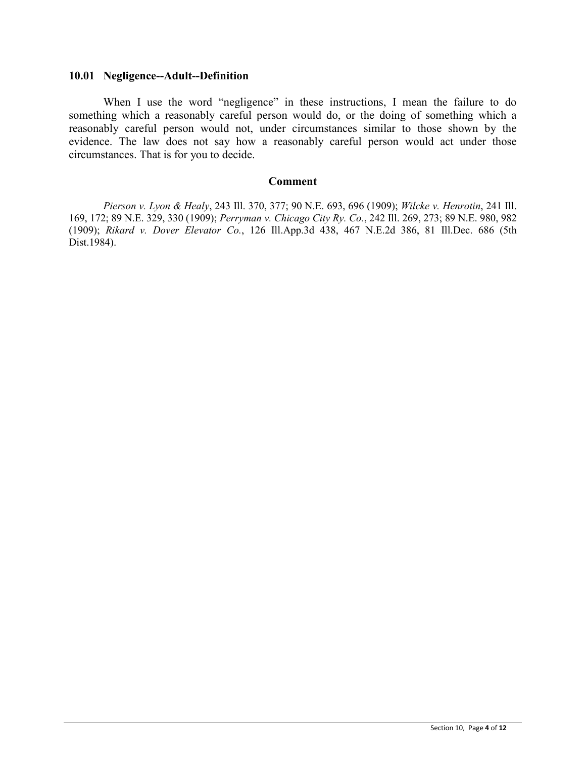### 10.01 Negligence--Adult--Definition

When I use the word "negligence" in these instructions, I mean the failure to do something which a reasonably careful person would do, or the doing of something which a reasonably careful person would not, under circumstances similar to those shown by the evidence. The law does not say how a reasonably careful person would act under those circumstances. That is for you to decide.

#### Comment

*Pierson v. Lyon & Healy*, 243 Ill. 370, 377; 90 N.E. 693, 696 (1909); *Wilcke v. Henrotin*, 241 Ill. 169, 172; 89 N.E. 329, 330 (1909); *Perryman v. Chicago City Ry. Co.*, 242 Ill. 269, 273; 89 N.E. 980, 982 (1909); *Rikard v. Dover Elevator Co.*, 126 Ill.App.3d 438, 467 N.E.2d 386, 81 Ill.Dec. 686 (5th Dist.1984).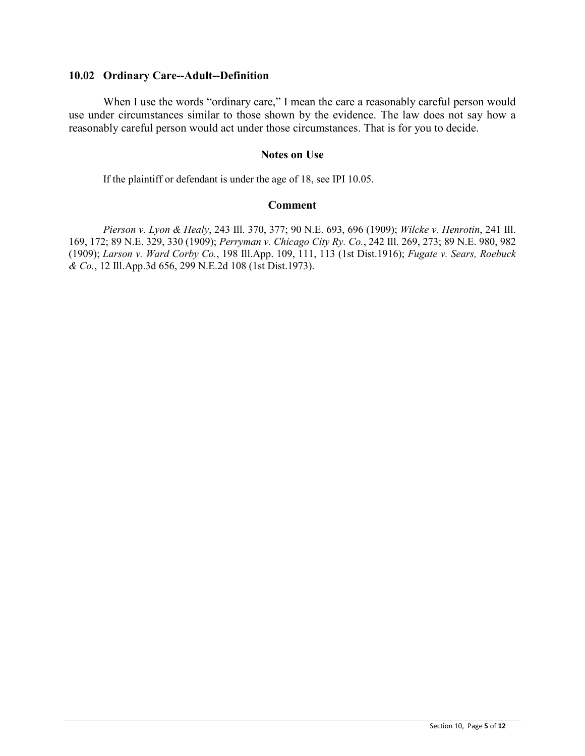### 10.02 Ordinary Care--Adult--Definition

When I use the words "ordinary care," I mean the care a reasonably careful person would use under circumstances similar to those shown by the evidence. The law does not say how a reasonably careful person would act under those circumstances. That is for you to decide.

#### Notes on Use

If the plaintiff or defendant is under the age of 18, see IPI 10.05.

#### Comment

*Pierson v. Lyon & Healy*, 243 Ill. 370, 377; 90 N.E. 693, 696 (1909); *Wilcke v. Henrotin*, 241 Ill. 169, 172; 89 N.E. 329, 330 (1909); *Perryman v. Chicago City Ry. Co.*, 242 Ill. 269, 273; 89 N.E. 980, 982 (1909); *Larson v. Ward Corby Co.*, 198 Ill.App. 109, 111, 113 (1st Dist.1916); *Fugate v. Sears, Roebuck & Co.*, 12 Ill.App.3d 656, 299 N.E.2d 108 (1st Dist.1973).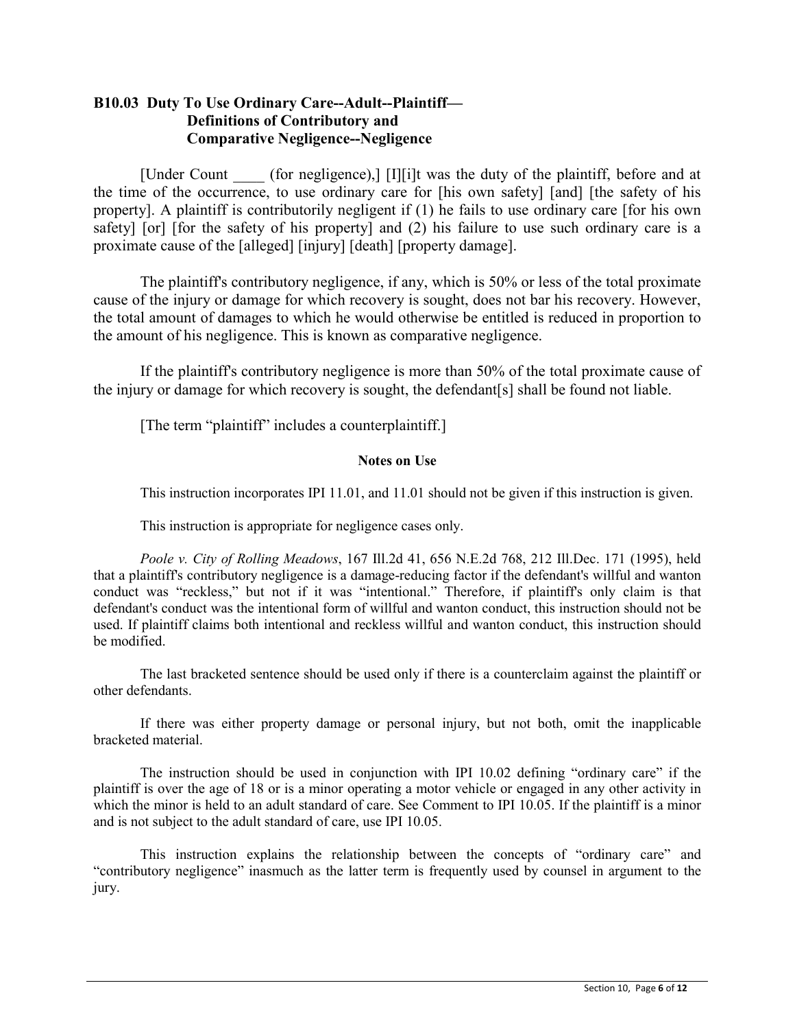## B10.03 Duty To Use Ordinary Care--Adult--Plaintiff— Definitions of Contributory and Comparative Negligence--Negligence

[Under Count ____ (for negligence),] [I][i]t was the duty of the plaintiff, before and at the time of the occurrence, to use ordinary care for [his own safety] [and] [the safety of his property]. A plaintiff is contributorily negligent if (1) he fails to use ordinary care [for his own safety] [or] [for the safety of his property] and (2) his failure to use such ordinary care is a proximate cause of the [alleged] [injury] [death] [property damage].

The plaintiff's contributory negligence, if any, which is 50% or less of the total proximate cause of the injury or damage for which recovery is sought, does not bar his recovery. However, the total amount of damages to which he would otherwise be entitled is reduced in proportion to the amount of his negligence. This is known as comparative negligence.

If the plaintiff's contributory negligence is more than 50% of the total proximate cause of the injury or damage for which recovery is sought, the defendant[s] shall be found not liable.

[The term "plaintiff" includes a counterplaintiff.]

**Notes on Use**

This instruction incorporates IPI 11.01, and 11.01 should not be given if this instruction is given.

This instruction is appropriate for negligence cases only.

*Poole v. City of Rolling Meadows*, 167 Ill.2d 41, 656 N.E.2d 768, 212 Ill.Dec. 171 (1995), held that a plaintiff's contributory negligence is a damage-reducing factor if the defendant's willful and wanton conduct was "reckless," but not if it was "intentional." Therefore, if plaintiff's only claim is that defendant's conduct was the intentional form of willful and wanton conduct, this instruction should not be used. If plaintiff claims both intentional and reckless willful and wanton conduct, this instruction should be modified.

The last bracketed sentence should be used only if there is a counterclaim against the plaintiff or other defendants.

If there was either property damage or personal injury, but not both, omit the inapplicable bracketed material.

The instruction should be used in conjunction with IPI 10.02 defining "ordinary care" if the plaintiff is over the age of 18 or is a minor operating a motor vehicle or engaged in any other activity in which the minor is held to an adult standard of care. See Comment to IPI 10.05. If the plaintiff is a minor and is not subject to the adult standard of care, use IPI 10.05.

This instruction explains the relationship between the concepts of "ordinary care" and "contributory negligence" inasmuch as the latter term is frequently used by counsel in argument to the jury.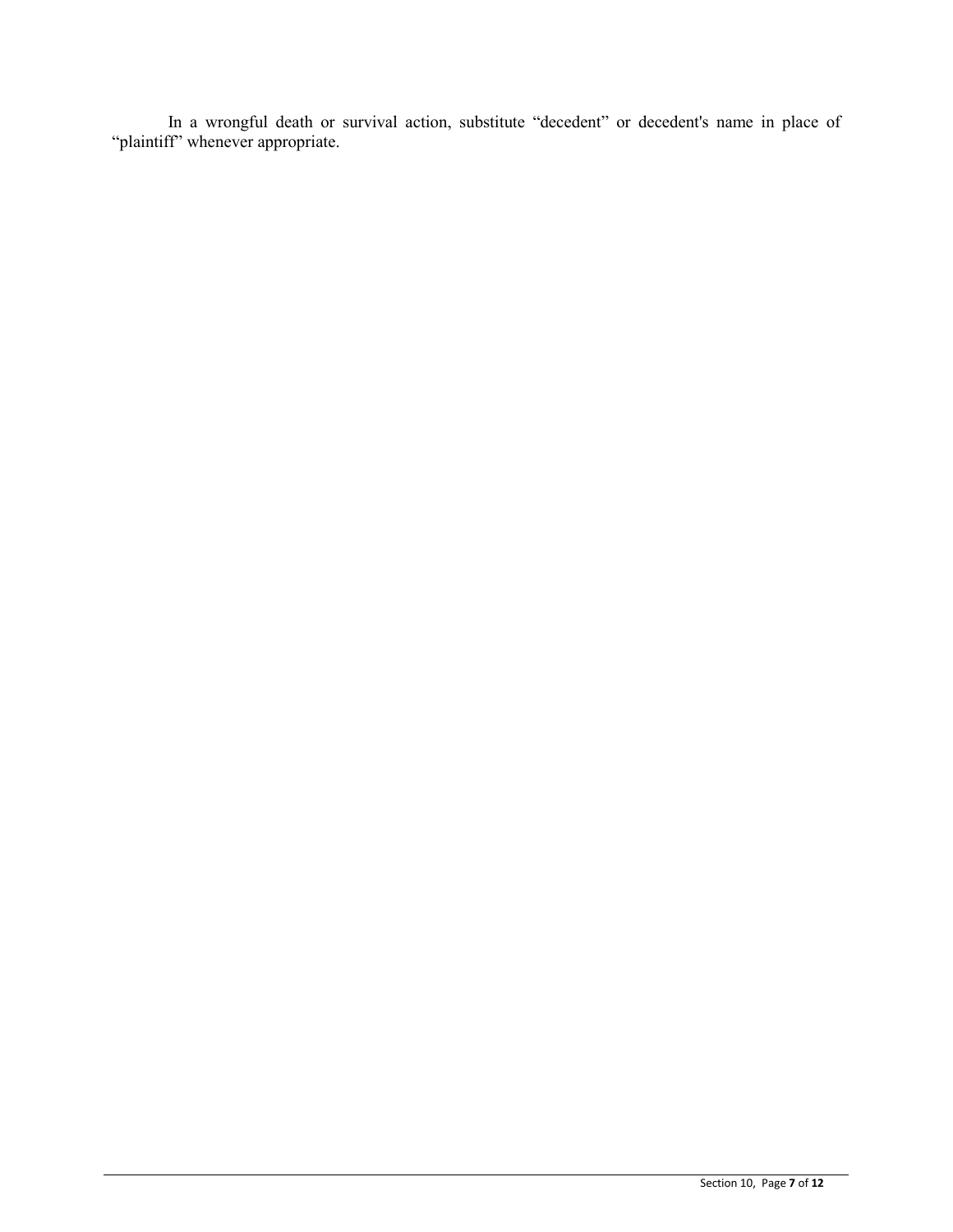In a wrongful death or survival action, substitute “decedent” or decedent's name in place of “plaintiff” whenever appropriate.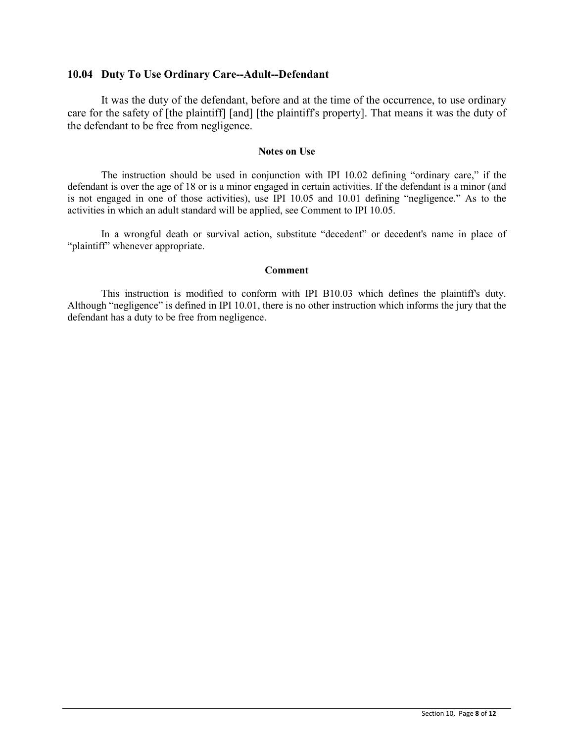### 10.04 Duty To Use Ordinary Care--Adult--Defendant

It was the duty of the defendant, before and at the time of the occurrence, to use ordinary care for the safety of [the plaintiff] [and] [the plaintiff's property]. That means it was the duty of the defendant to be free from negligence.

**Notes on Use**

The instruction should be used in conjunction with IPI 10.02 defining "ordinary care," if the defendant is over the age of 18 or is a minor engaged in certain activities. If the defendant is a minor (and is not engaged in one of those activities), use IPI 10.05 and 10.01 defining "negligence." As to the activities in which an adult standard will be applied, see Comment to IPI 10.05.

In a wrongful death or survival action, substitute "decedent" or decedent's name in place of "plaintiff" whenever appropriate.

**Comment**

This instruction is modified to conform with IPI B10.03 which defines the plaintiff's duty. Although "negligence" is defined in IPI 10.01, there is no other instruction which informs the jury that the defendant has a duty to be free from negligence.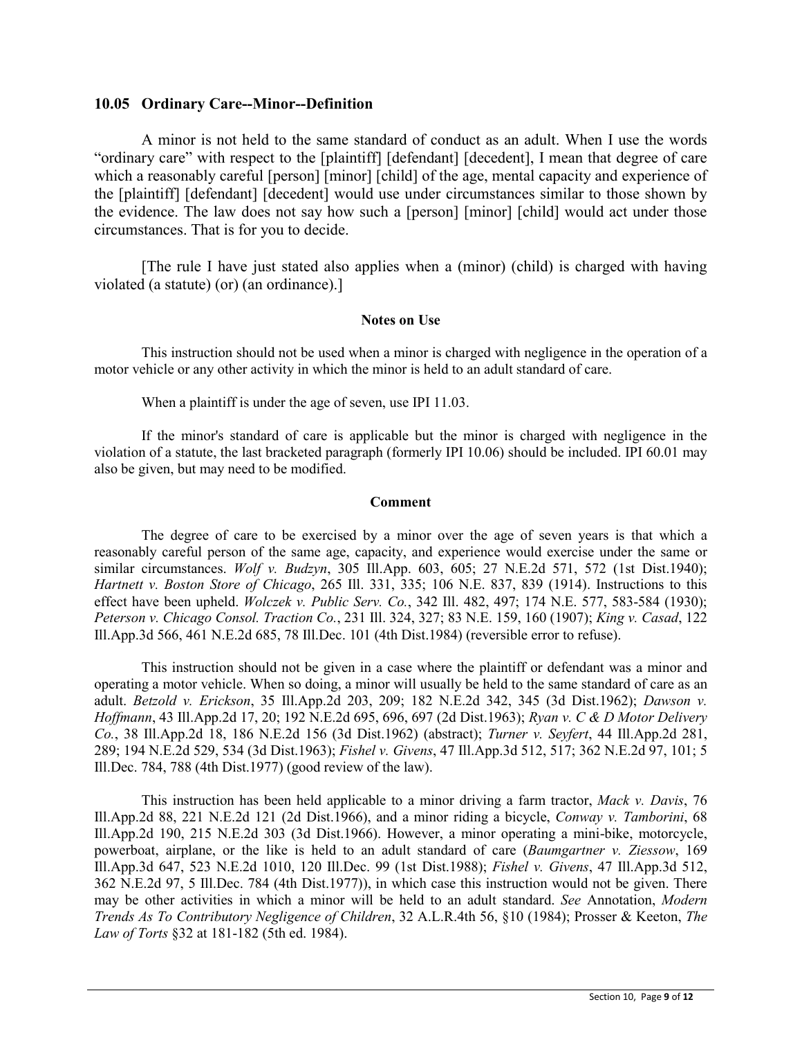## 10.05 Ordinary Care--Minor--Definition

A minor is not held to the same standard of conduct as an adult. When I use the words "ordinary care" with respect to the [plaintiff] [defendant] [decedent], I mean that degree of care which a reasonably careful [person] [minor] [child] of the age, mental capacity and experience of the [plaintiff] [defendant] [decedent] would use under circumstances similar to those shown by the evidence. The law does not say how such a [person] [minor] [child] would act under those circumstances. That is for you to decide.

[The rule I have just stated also applies when a (minor) (child) is charged with having violated (a statute) (or) (an ordinance).]

### Notes on Use

This instruction should not be used when a minor is charged with negligence in the operation of a motor vehicle or any other activity in which the minor is held to an adult standard of care.

When a plaintiff is under the age of seven, use IPI 11.03.

If the minor's standard of care is applicable but the minor is charged with negligence in the violation of a statute, the last bracketed paragraph (formerly IPI 10.06) should be included. IPI 60.01 may also be given, but may need to be modified.

### Comment

The degree of care to be exercised by a minor over the age of seven years is that which a reasonably careful person of the same age, capacity, and experience would exercise under the same or similar circumstances. *Wolf v. Budzyn*, 305 Ill.App. 603, 605; 27 N.E.2d 571, 572 (1st Dist.1940); *Hartnett v. Boston Store of Chicago*, 265 Ill. 331, 335; 106 N.E. 837, 839 (1914). Instructions to this effect have been upheld. *Wolczek v. Public Serv. Co.*, 342 Ill. 482, 497; 174 N.E. 577, 583-584 (1930); *Peterson v. Chicago Consol. Traction Co.*, 231 Ill. 324, 327; 83 N.E. 159, 160 (1907); *King v. Casad*, 122 Ill.App.3d 566, 461 N.E.2d 685, 78 Ill.Dec. 101 (4th Dist.1984) (reversible error to refuse).

This instruction should not be given in a case where the plaintiff or defendant was a minor and operating a motor vehicle. When so doing, a minor will usually be held to the same standard of care as an adult. *Betzold v. Erickson*, 35 Ill.App.2d 203, 209; 182 N.E.2d 342, 345 (3d Dist.1962); *Dawson v. Hoffmann*, 43 Ill.App.2d 17, 20; 192 N.E.2d 695, 696, 697 (2d Dist.1963); *Ryan v. C & D Motor Delivery Co.*, 38 Ill.App.2d 18, 186 N.E.2d 156 (3d Dist.1962) (abstract); *Turner v. Seyfert*, 44 Ill.App.2d 281, 289; 194 N.E.2d 529, 534 (3d Dist.1963); *Fishel v. Givens*, 47 Ill.App.3d 512, 517; 362 N.E.2d 97, 101; 5 Ill.Dec. 784, 788 (4th Dist.1977) (good review of the law).

This instruction has been held applicable to a minor driving a farm tractor, *Mack v. Davis*, 76 Ill.App.2d 88, 221 N.E.2d 121 (2d Dist.1966), and a minor riding a bicycle, *Conway v. Tamborini*, 68 Ill.App.2d 190, 215 N.E.2d 303 (3d Dist.1966). However, a minor operating a mini-bike, motorcycle, powerboat, airplane, or the like is held to an adult standard of care (*Baumgartner v. Ziessow*, 169 Ill.App.3d 647, 523 N.E.2d 1010, 120 Ill.Dec. 99 (1st Dist.1988); *Fishel v. Givens*, 47 Ill.App.3d 512, 362 N.E.2d 97, 5 Ill.Dec. 784 (4th Dist.1977)), in which case this instruction would not be given. There may be other activities in which a minor will be held to an adult standard. *See* Annotation, *Modern Trends As To Contributory Negligence of Children*, 32 A.L.R.4th 56, §10 (1984); Prosser & Keeton, *The Law of Torts* §32 at 181-182 (5th ed. 1984).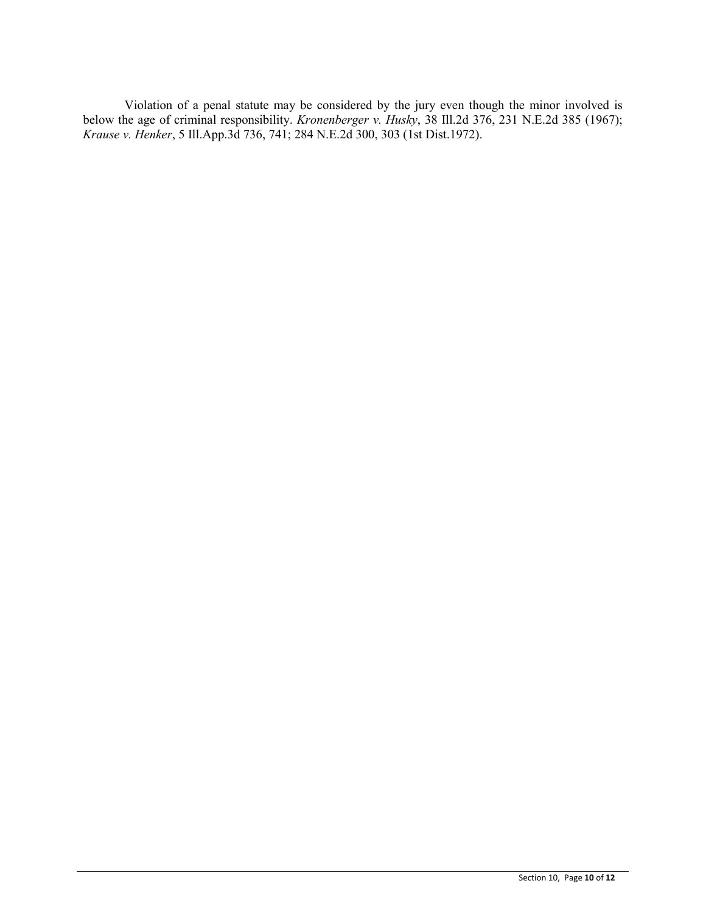Violation of a penal statute may be considered by the jury even though the minor involved is below the age of criminal responsibility. *Kronenberger v. Husky*, 38 Ill.2d 376, 231 N.E.2d 385 (1967); *Krause v. Henker*, 5 Ill.App.3d 736, 741; 284 N.E.2d 300, 303 (1st Dist.1972).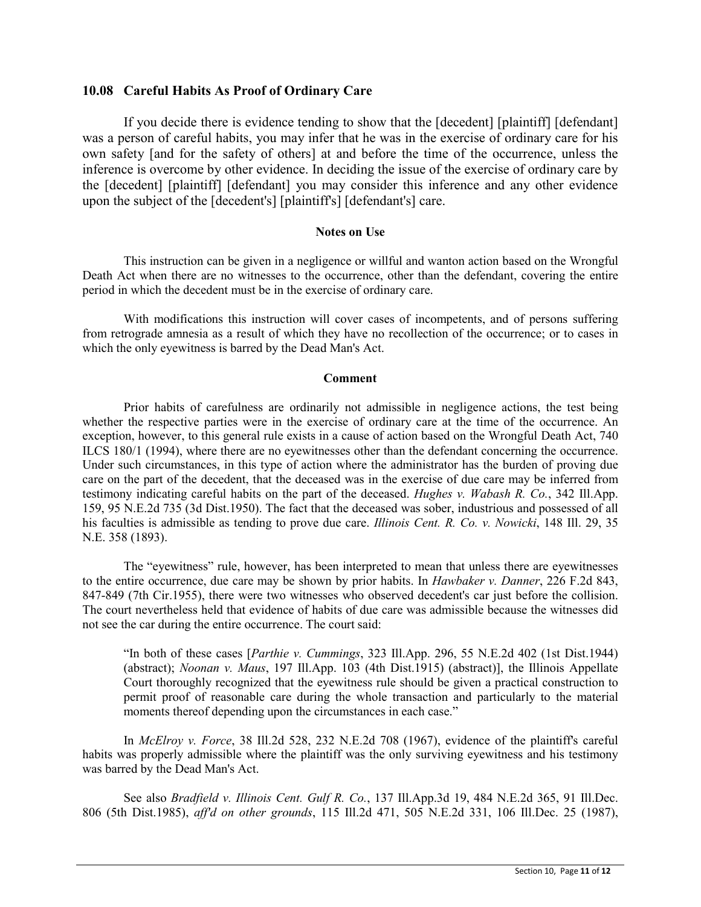## 10.08 Careful Habits As Proof of Ordinary Care

If you decide there is evidence tending to show that the [decedent] [plaintiff] [defendant] was a person of careful habits, you may infer that he was in the exercise of ordinary care for his own safety [and for the safety of others] at and before the time of the occurrence, unless the inference is overcome by other evidence. In deciding the issue of the exercise of ordinary care by the [decedent] [plaintiff] [defendant] you may consider this inference and any other evidence upon the subject of the [decedent's] [plaintiff's] [defendant's] care.

**Notes on Use**

This instruction can be given in a negligence or willful and wanton action based on the Wrongful Death Act when there are no witnesses to the occurrence, other than the defendant, covering the entire period in which the decedent must be in the exercise of ordinary care.

With modifications this instruction will cover cases of incompetents, and of persons suffering from retrograde amnesia as a result of which they have no recollection of the occurrence; or to cases in which the only eyewitness is barred by the Dead Man's Act.

**Comment**

Prior habits of carefulness are ordinarily not admissible in negligence actions, the test being whether the respective parties were in the exercise of ordinary care at the time of the occurrence. An exception, however, to this general rule exists in a cause of action based on the Wrongful Death Act, 740 ILCS 180/1 (1994), where there are no eyewitnesses other than the defendant concerning the occurrence. Under such circumstances, in this type of action where the administrator has the burden of proving due care on the part of the decedent, that the deceased was in the exercise of due care may be inferred from testimony indicating careful habits on the part of the deceased. *Hughes v. Wabash R. Co.*, 342 Ill.App. 159, 95 N.E.2d 735 (3d Dist.1950). The fact that the deceased was sober, industrious and possessed of all his faculties is admissible as tending to prove due care. *Illinois Cent. R. Co. v. Nowicki*, 148 Ill. 29, 35 N.E. 358 (1893).

The "eyewitness" rule, however, has been interpreted to mean that unless there are eyewitnesses to the entire occurrence, due care may be shown by prior habits. In *Hawbaker v. Danner*, 226 F.2d 843, 847-849 (7th Cir.1955), there were two witnesses who observed decedent's car just before the collision. The court nevertheless held that evidence of habits of due care was admissible because the witnesses did not see the car during the entire occurrence. The court said:

> "In both of these cases [*Parthie v. Cummings*, 323 Ill.App. 296, 55 N.E.2d 402 (1st Dist.1944) (abstract); *Noonan v. Maus*, 197 Ill.App. 103 (4th Dist.1915) (abstract)], the Illinois Appellate Court thoroughly recognized that the eyewitness rule should be given a practical construction to permit proof of reasonable care during the whole transaction and particularly to the material moments thereof depending upon the circumstances in each case."

In *McElroy v. Force*, 38 Ill.2d 528, 232 N.E.2d 708 (1967), evidence of the plaintiff's careful habits was properly admissible where the plaintiff was the only surviving eyewitness and his testimony was barred by the Dead Man's Act.

See also *Bradfield v. Illinois Cent. Gulf R. Co.*, 137 Ill.App.3d 19, 484 N.E.2d 365, 91 Ill.Dec. 806 (5th Dist.1985), *aff'd on other grounds*, 115 Ill.2d 471, 505 N.E.2d 331, 106 Ill.Dec. 25 (1987),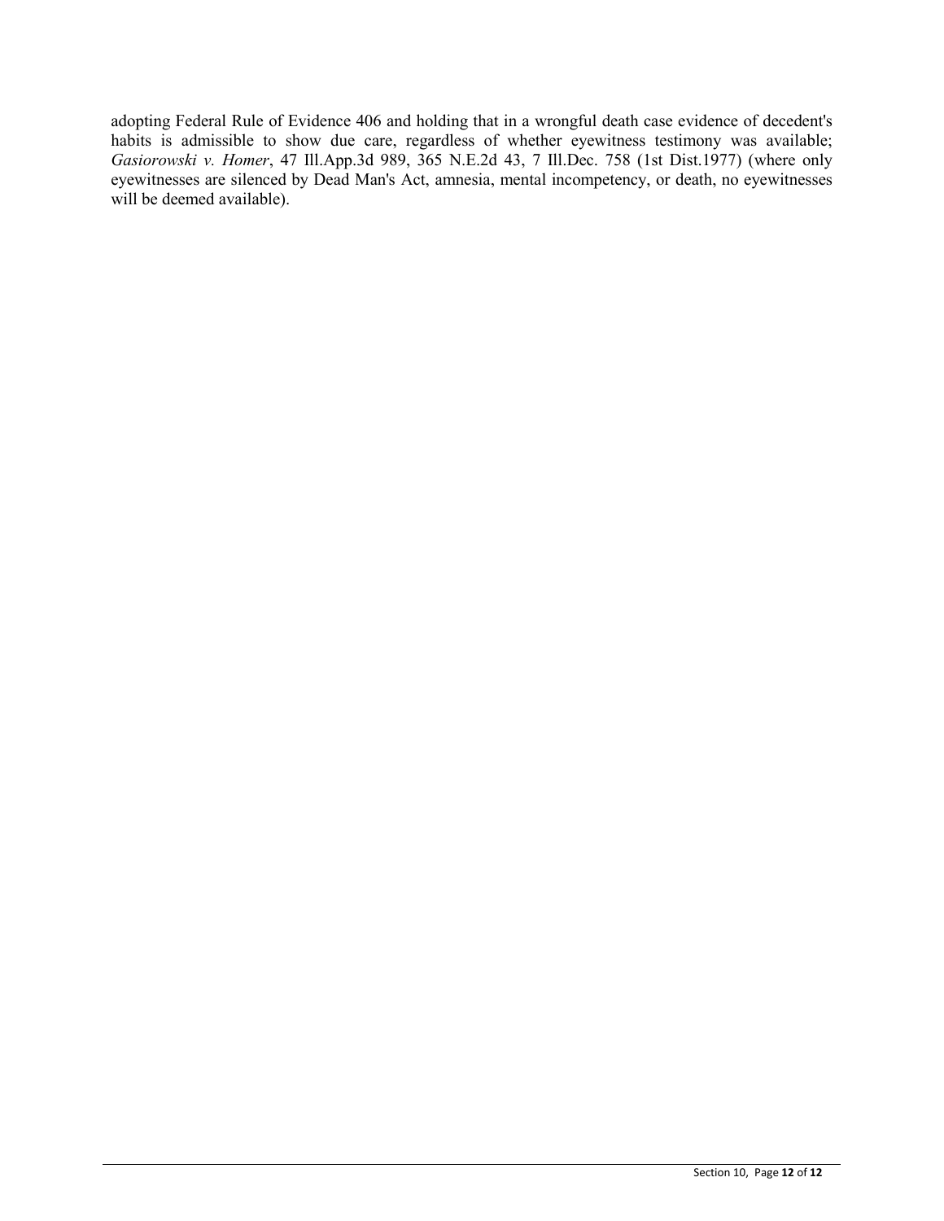adopting Federal Rule of Evidence 406 and holding that in a wrongful death case evidence of decedent's habits is admissible to show due care, regardless of whether eyewitness testimony was available; *Gasiorowski v. Homer*, 47 Ill.App.3d 989, 365 N.E.2d 43, 7 Ill.Dec. 758 (1st Dist.1977) (where only eyewitnesses are silenced by Dead Man's Act, amnesia, mental incompetency, or death, no eyewitnesses will be deemed available).